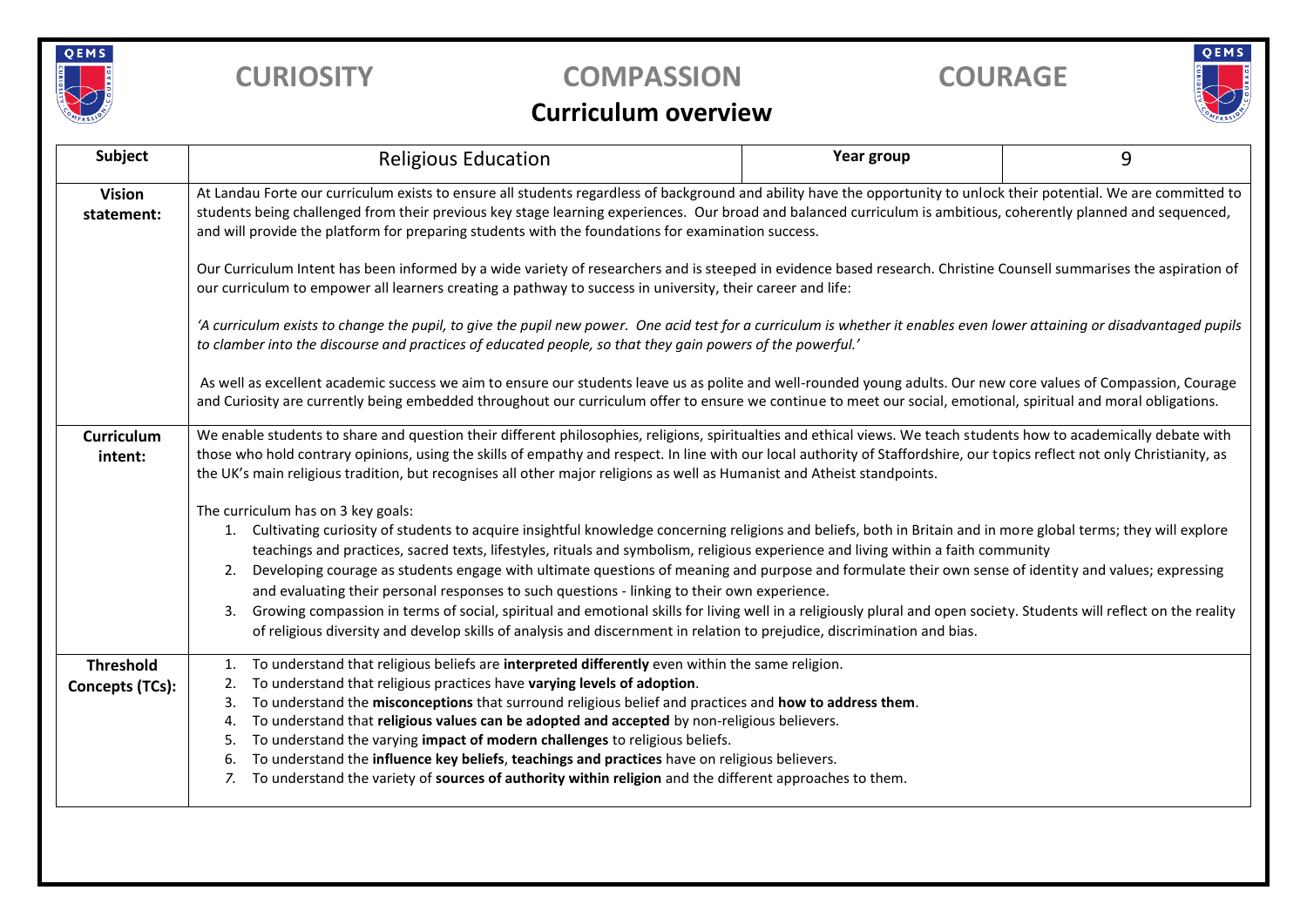**CURIOSITY** **COMPASSION** **COURAGE**

# Curriculum overview

| Subject | Religious Education | Year group | 9 |
|---|---|---|---|
| **Vision statement:** | At Landau Forte our curriculum exists to ensure all students regardless of background and ability have the opportunity to unlock their potential. We are committed to students being challenged from their previous key stage learning experiences. Our broad and balanced curriculum is ambitious, coherently planned and sequenced, and will provide the platform for preparing students with the foundations for examination success.<br><br>Our Curriculum Intent has been informed by a wide variety of researchers and is steeped in evidence based research. Christine Counsell summarises the aspiration of our curriculum to empower all learners creating a pathway to success in university, their career and life:<br><br>*'A curriculum exists to change the pupil, to give the pupil new power. One acid test for a curriculum is whether it enables even lower attaining or disadvantaged pupils to clamber into the discourse and practices of educated people, so that they gain powers of the powerful.'*<br><br>As well as excellent academic success we aim to ensure our students leave us as polite and well-rounded young adults. Our new core values of Compassion, Courage and Curiosity are currently being embedded throughout our curriculum offer to ensure we continue to meet our social, emotional, spiritual and moral obligations. | | |
| **Curriculum intent:** | We enable students to share and question their different philosophies, religions, spiritualties and ethical views. We teach students how to academically debate with those who hold contrary opinions, using the skills of empathy and respect. In line with our local authority of Staffordshire, our topics reflect not only Christianity, as the UK's main religious tradition, but recognises all other major religions as well as Humanist and Atheist standpoints.<br><br>The curriculum has on 3 key goals:<br>1. Cultivating curiosity of students to acquire insightful knowledge concerning religions and beliefs, both in Britain and in more global terms; they will explore teachings and practices, sacred texts, lifestyles, rituals and symbolism, religious experience and living within a faith community<br>2. Developing courage as students engage with ultimate questions of meaning and purpose and formulate their own sense of identity and values; expressing and evaluating their personal responses to such questions - linking to their own experience.<br>3. Growing compassion in terms of social, spiritual and emotional skills for living well in a religiously plural and open society. Students will reflect on the reality of religious diversity and develop skills of analysis and discernment in relation to prejudice, discrimination and bias. | | |
| **Threshold Concepts (TCs):** | 1. To understand that religious beliefs are **interpreted differently** even within the same religion.<br>2. To understand that religious practices have **varying levels of adoption**.<br>3. To understand the **misconceptions** that surround religious belief and practices and **how to address them**.<br>4. To understand that **religious values can be adopted and accepted** by non-religious believers.<br>5. To understand the varying **impact of modern challenges** to religious beliefs.<br>6. To understand the **influence key beliefs**, **teachings and practices** have on religious believers.<br>7. To understand the variety of **sources of authority within religion** and the different approaches to them. | | |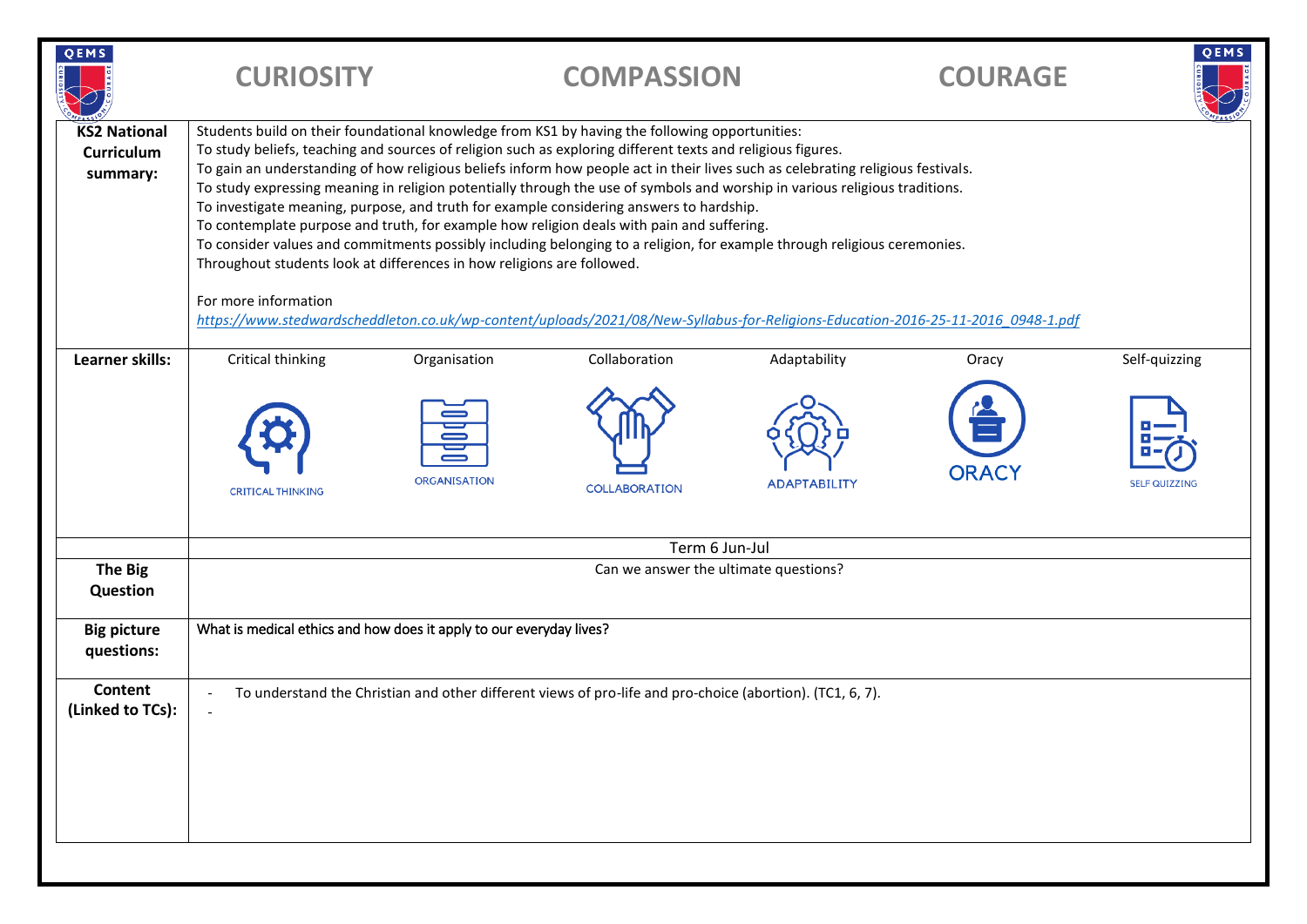| CURIOSITY | | COMPASSION | | COURAGE | |
|---|---|---|---|---|---|

| **KS2 National Curriculum summary:** | Students build on their foundational knowledge from KS1 by having the following opportunities:<br>To study beliefs, teaching and sources of religion such as exploring different texts and religious figures.<br>To gain an understanding of how religious beliefs inform how people act in their lives such as celebrating religious festivals.<br>To study expressing meaning in religion potentially through the use of symbols and worship in various religious traditions.<br>To investigate meaning, purpose, and truth for example considering answers to hardship.<br>To contemplate purpose and truth, for example how religion deals with pain and suffering.<br>To consider values and commitments possibly including belonging to a religion, for example through religious ceremonies.<br>Throughout students look at differences in how religions are followed.<br><br>For more information<br>*https://www.stedwardscheddleton.co.uk/wp-content/uploads/2021/08/New-Syllabus-for-Religions-Education-2016-25-11-2016_0948-1.pdf* | | | | | |
|---|---|---|---|---|---|---|
| **Learner skills:** | Critical thinking<br>CRITICAL THINKING | Organisation<br>ORGANISATION | Collaboration<br>COLLABORATION | Adaptability<br>ADAPTABILITY | Oracy<br>ORACY | Self-quizzing<br>SELF QUIZZING |
| | Term 6 Jun-Jul | | | | | |
| **The Big Question** | Can we answer the ultimate questions? | | | | | |
| **Big picture questions:** | What is medical ethics and how does it apply to our everyday lives? | | | | | |
| **Content (Linked to TCs):** | - To understand the Christian and other different views of pro-life and pro-choice (abortion). (TC1, 6, 7).<br>- | | | | | |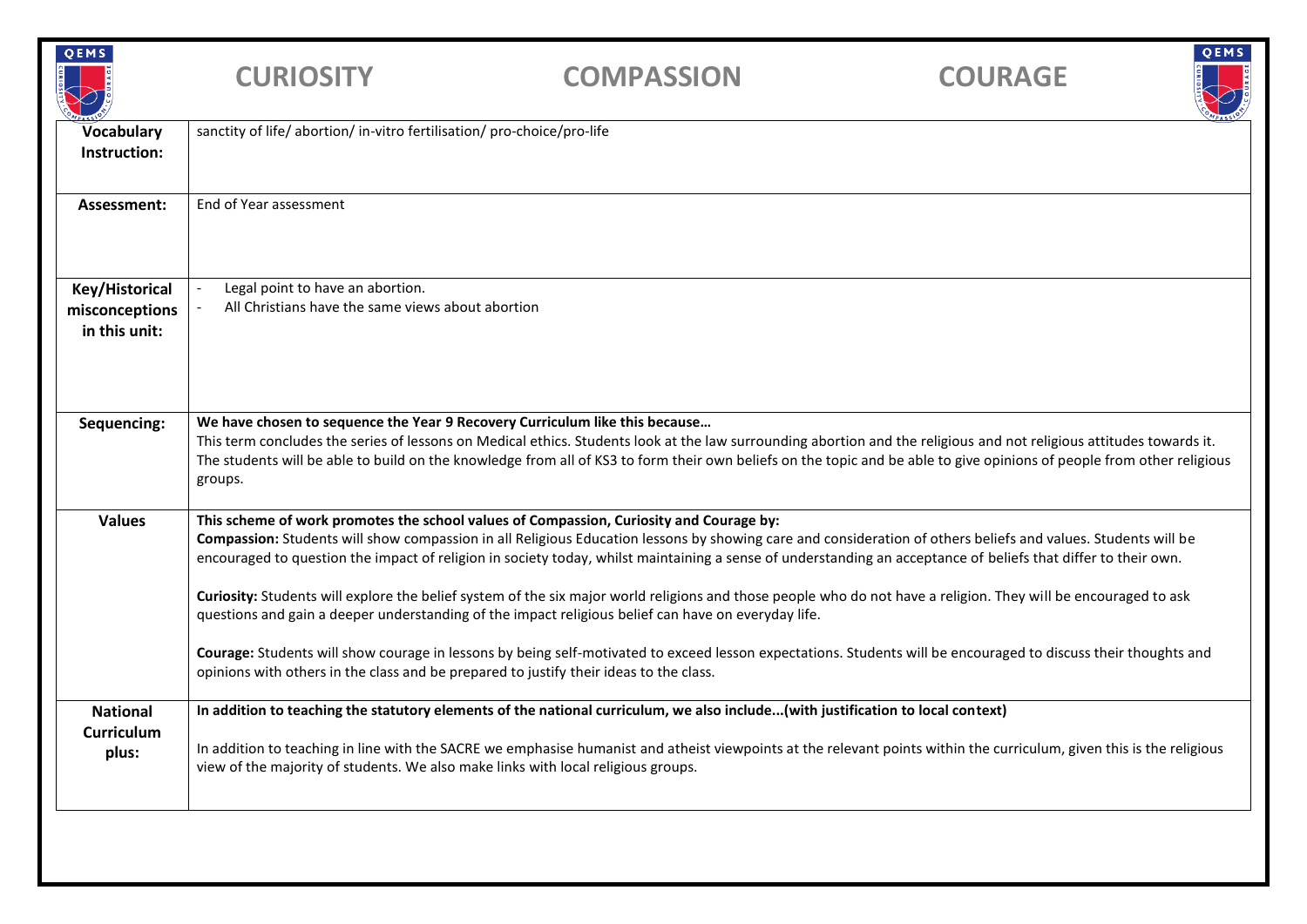**CURIOSITY** **COMPASSION** **COURAGE**

| | |
|---|---|
| **Vocabulary Instruction:** | sanctity of life/ abortion/ in-vitro fertilisation/ pro-choice/pro-life |
| **Assessment:** | End of Year assessment |
| **Key/Historical misconceptions in this unit:** | - Legal point to have an abortion.<br>- All Christians have the same views about abortion |
| **Sequencing:** | **We have chosen to sequence the Year 9 Recovery Curriculum like this because…**<br>This term concludes the series of lessons on Medical ethics. Students look at the law surrounding abortion and the religious and not religious attitudes towards it. The students will be able to build on the knowledge from all of KS3 to form their own beliefs on the topic and be able to give opinions of people from other religious groups. |
| **Values** | **This scheme of work promotes the school values of Compassion, Curiosity and Courage by:**<br>**Compassion:** Students will show compassion in all Religious Education lessons by showing care and consideration of others beliefs and values. Students will be encouraged to question the impact of religion in society today, whilst maintaining a sense of understanding an acceptance of beliefs that differ to their own.<br><br>**Curiosity:** Students will explore the belief system of the six major world religions and those people who do not have a religion. They will be encouraged to ask questions and gain a deeper understanding of the impact religious belief can have on everyday life.<br><br>**Courage:** Students will show courage in lessons by being self-motivated to exceed lesson expectations. Students will be encouraged to discuss their thoughts and opinions with others in the class and be prepared to justify their ideas to the class. |
| **National Curriculum plus:** | **In addition to teaching the statutory elements of the national curriculum, we also include...(with justification to local context)**<br><br>In addition to teaching in line with the SACRE we emphasise humanist and atheist viewpoints at the relevant points within the curriculum, given this is the religious view of the majority of students. We also make links with local religious groups. |